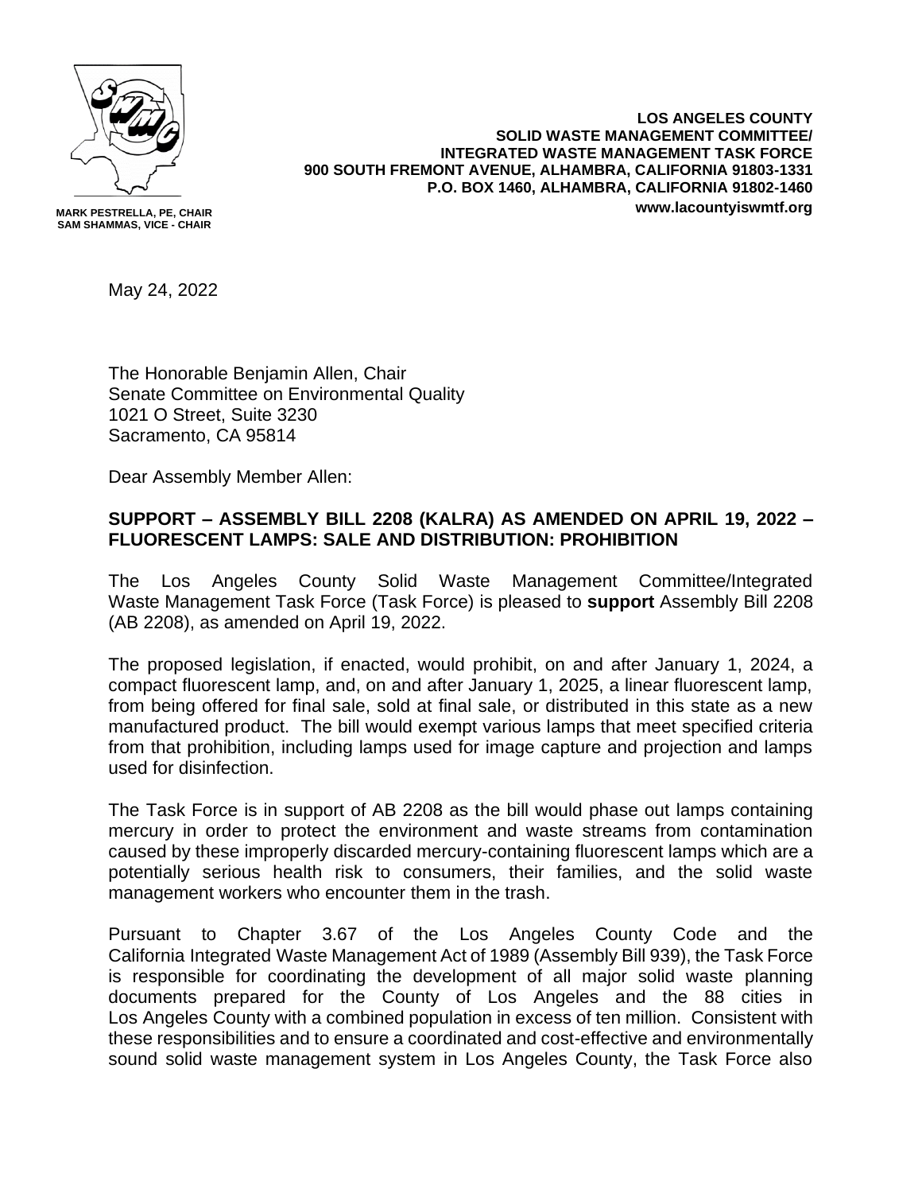**MARK PESTRELLA, PE, CHAIR**
**SAM SHAMMAS, VICE - CHAIR**

**LOS ANGELES COUNTY**
**SOLID WASTE MANAGEMENT COMMITTEE/**
**INTEGRATED WASTE MANAGEMENT TASK FORCE**
**900 SOUTH FREMONT AVENUE, ALHAMBRA, CALIFORNIA 91803-1331**
**P.O. BOX 1460, ALHAMBRA, CALIFORNIA 91802-1460**
**www.lacountyiswmtf.org**

May 24, 2022

The Honorable Benjamin Allen, Chair
Senate Committee on Environmental Quality
1021 O Street, Suite 3230
Sacramento, CA 95814

Dear Assembly Member Allen:

**SUPPORT – ASSEMBLY BILL 2208 (KALRA) AS AMENDED ON APRIL 19, 2022 – FLUORESCENT LAMPS: SALE AND DISTRIBUTION: PROHIBITION**

The Los Angeles County Solid Waste Management Committee/Integrated Waste Management Task Force (Task Force) is pleased to **support** Assembly Bill 2208 (AB 2208), as amended on April 19, 2022.

The proposed legislation, if enacted, would prohibit, on and after January 1, 2024, a compact fluorescent lamp, and, on and after January 1, 2025, a linear fluorescent lamp, from being offered for final sale, sold at final sale, or distributed in this state as a new manufactured product. The bill would exempt various lamps that meet specified criteria from that prohibition, including lamps used for image capture and projection and lamps used for disinfection.

The Task Force is in support of AB 2208 as the bill would phase out lamps containing mercury in order to protect the environment and waste streams from contamination caused by these improperly discarded mercury-containing fluorescent lamps which are a potentially serious health risk to consumers, their families, and the solid waste management workers who encounter them in the trash.

Pursuant to Chapter 3.67 of the Los Angeles County Code and the California Integrated Waste Management Act of 1989 (Assembly Bill 939), the Task Force is responsible for coordinating the development of all major solid waste planning documents prepared for the County of Los Angeles and the 88 cities in Los Angeles County with a combined population in excess of ten million. Consistent with these responsibilities and to ensure a coordinated and cost-effective and environmentally sound solid waste management system in Los Angeles County, the Task Force also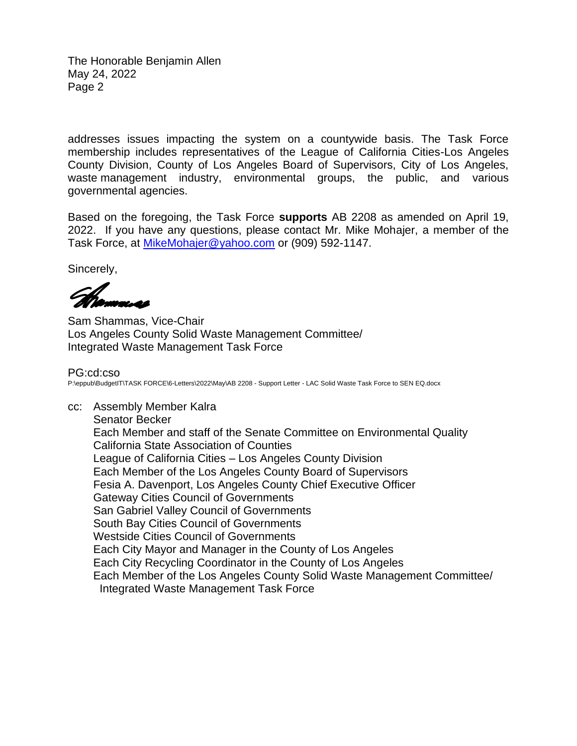The Honorable Benjamin Allen
May 24, 2022
Page 2

addresses issues impacting the system on a countywide basis. The Task Force membership includes representatives of the League of California Cities-Los Angeles County Division, County of Los Angeles Board of Supervisors, City of Los Angeles, waste management industry, environmental groups, the public, and various governmental agencies.

Based on the foregoing, the Task Force **supports** AB 2208 as amended on April 19, 2022. If you have any questions, please contact Mr. Mike Mohajer, a member of the Task Force, at MikeMohajer@yahoo.com or (909) 592-1147.

Sincerely,

Sam Shammas, Vice-Chair
Los Angeles County Solid Waste Management Committee/
Integrated Waste Management Task Force

PG:cd:cso
P:\eppub\BudgetIT\TASK FORCE\6-Letters\2022\May\AB 2208 - Support Letter - LAC Solid Waste Task Force to SEN EQ.docx

cc: Assembly Member Kalra
Senator Becker
Each Member and staff of the Senate Committee on Environmental Quality
California State Association of Counties
League of California Cities – Los Angeles County Division
Each Member of the Los Angeles County Board of Supervisors
Fesia A. Davenport, Los Angeles County Chief Executive Officer
Gateway Cities Council of Governments
San Gabriel Valley Council of Governments
South Bay Cities Council of Governments
Westside Cities Council of Governments
Each City Mayor and Manager in the County of Los Angeles
Each City Recycling Coordinator in the County of Los Angeles
Each Member of the Los Angeles County Solid Waste Management Committee/
Integrated Waste Management Task Force